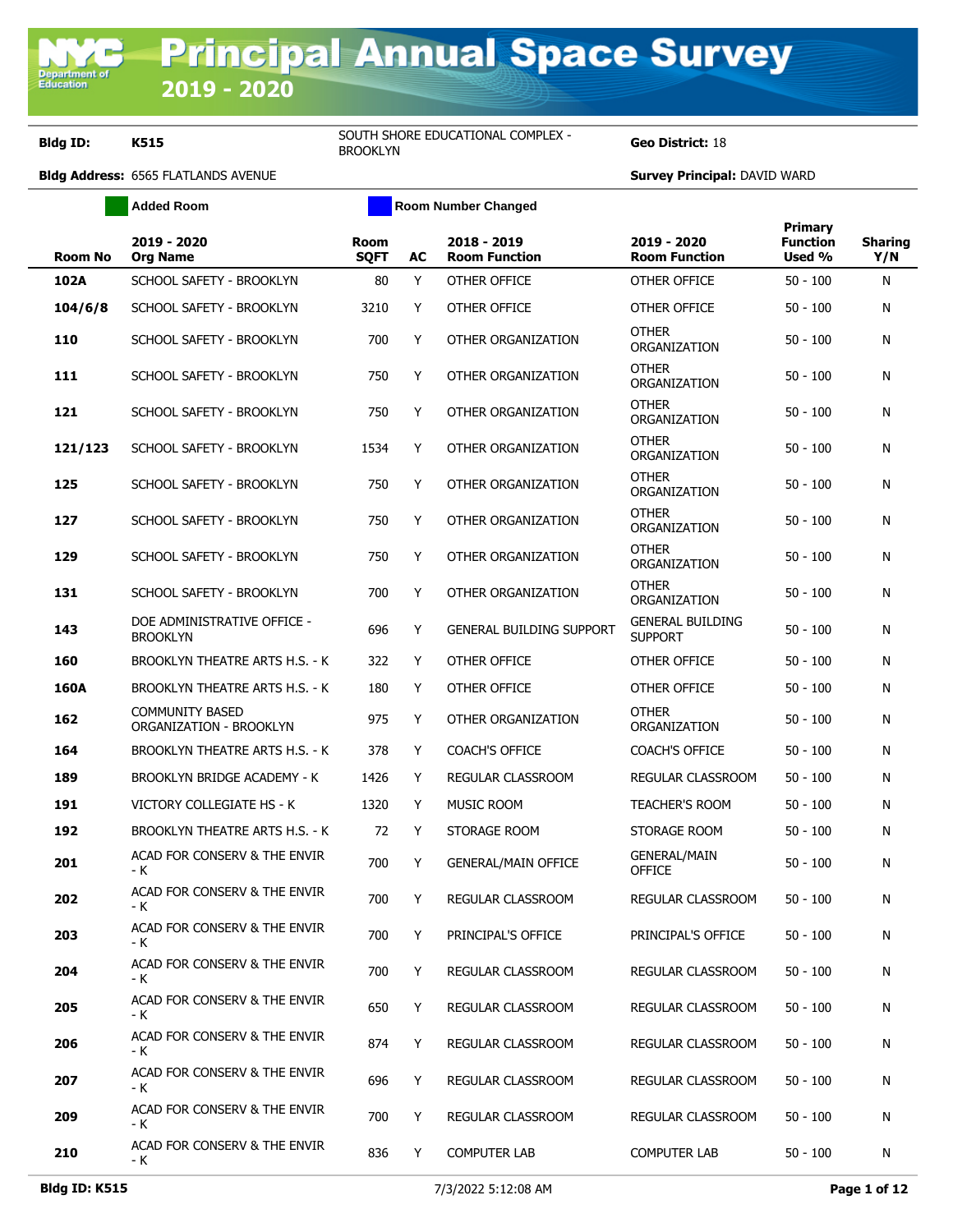# Principal Annual Space Survey 2019 - 2020

**Bldg ID:** K515 SOUTH SHORE EDUCATIONAL COMPLEX - BROOKLYN **Geo District:** 18

**Bldg Address:** 6565 FLATLANDS AVENUE **Survey Principal:** DAVID WARD

Added Room | Room Number Changed

| Room No | 2019 - 2020 Org Name | Room SQFT | AC | 2018 - 2019 Room Function | 2019 - 2020 Room Function | Primary Function Used % | Sharing Y/N |
|---|---|---|---|---|---|---|---|
| 102A | SCHOOL SAFETY - BROOKLYN | 80 | Y | OTHER OFFICE | OTHER OFFICE | 50 - 100 | N |
| 104/6/8 | SCHOOL SAFETY - BROOKLYN | 3210 | Y | OTHER OFFICE | OTHER OFFICE | 50 - 100 | N |
| 110 | SCHOOL SAFETY - BROOKLYN | 700 | Y | OTHER ORGANIZATION | OTHER ORGANIZATION | 50 - 100 | N |
| 111 | SCHOOL SAFETY - BROOKLYN | 750 | Y | OTHER ORGANIZATION | OTHER ORGANIZATION | 50 - 100 | N |
| 121 | SCHOOL SAFETY - BROOKLYN | 750 | Y | OTHER ORGANIZATION | OTHER ORGANIZATION | 50 - 100 | N |
| 121/123 | SCHOOL SAFETY - BROOKLYN | 1534 | Y | OTHER ORGANIZATION | OTHER ORGANIZATION | 50 - 100 | N |
| 125 | SCHOOL SAFETY - BROOKLYN | 750 | Y | OTHER ORGANIZATION | OTHER ORGANIZATION | 50 - 100 | N |
| 127 | SCHOOL SAFETY - BROOKLYN | 750 | Y | OTHER ORGANIZATION | OTHER ORGANIZATION | 50 - 100 | N |
| 129 | SCHOOL SAFETY - BROOKLYN | 750 | Y | OTHER ORGANIZATION | OTHER ORGANIZATION | 50 - 100 | N |
| 131 | SCHOOL SAFETY - BROOKLYN | 700 | Y | OTHER ORGANIZATION | OTHER ORGANIZATION | 50 - 100 | N |
| 143 | DOE ADMINISTRATIVE OFFICE - BROOKLYN | 696 | Y | GENERAL BUILDING SUPPORT | GENERAL BUILDING SUPPORT | 50 - 100 | N |
| 160 | BROOKLYN THEATRE ARTS H.S. - K | 322 | Y | OTHER OFFICE | OTHER OFFICE | 50 - 100 | N |
| 160A | BROOKLYN THEATRE ARTS H.S. - K | 180 | Y | OTHER OFFICE | OTHER OFFICE | 50 - 100 | N |
| 162 | COMMUNITY BASED ORGANIZATION - BROOKLYN | 975 | Y | OTHER ORGANIZATION | OTHER ORGANIZATION | 50 - 100 | N |
| 164 | BROOKLYN THEATRE ARTS H.S. - K | 378 | Y | COACH'S OFFICE | COACH'S OFFICE | 50 - 100 | N |
| 189 | BROOKLYN BRIDGE ACADEMY - K | 1426 | Y | REGULAR CLASSROOM | REGULAR CLASSROOM | 50 - 100 | N |
| 191 | VICTORY COLLEGIATE HS - K | 1320 | Y | MUSIC ROOM | TEACHER'S ROOM | 50 - 100 | N |
| 192 | BROOKLYN THEATRE ARTS H.S. - K | 72 | Y | STORAGE ROOM | STORAGE ROOM | 50 - 100 | N |
| 201 | ACAD FOR CONSERV & THE ENVIR - K | 700 | Y | GENERAL/MAIN OFFICE | GENERAL/MAIN OFFICE | 50 - 100 | N |
| 202 | ACAD FOR CONSERV & THE ENVIR - K | 700 | Y | REGULAR CLASSROOM | REGULAR CLASSROOM | 50 - 100 | N |
| 203 | ACAD FOR CONSERV & THE ENVIR - K | 700 | Y | PRINCIPAL'S OFFICE | PRINCIPAL'S OFFICE | 50 - 100 | N |
| 204 | ACAD FOR CONSERV & THE ENVIR - K | 700 | Y | REGULAR CLASSROOM | REGULAR CLASSROOM | 50 - 100 | N |
| 205 | ACAD FOR CONSERV & THE ENVIR - K | 650 | Y | REGULAR CLASSROOM | REGULAR CLASSROOM | 50 - 100 | N |
| 206 | ACAD FOR CONSERV & THE ENVIR - K | 874 | Y | REGULAR CLASSROOM | REGULAR CLASSROOM | 50 - 100 | N |
| 207 | ACAD FOR CONSERV & THE ENVIR - K | 696 | Y | REGULAR CLASSROOM | REGULAR CLASSROOM | 50 - 100 | N |
| 209 | ACAD FOR CONSERV & THE ENVIR - K | 700 | Y | REGULAR CLASSROOM | REGULAR CLASSROOM | 50 - 100 | N |
| 210 | ACAD FOR CONSERV & THE ENVIR - K | 836 | Y | COMPUTER LAB | COMPUTER LAB | 50 - 100 | N |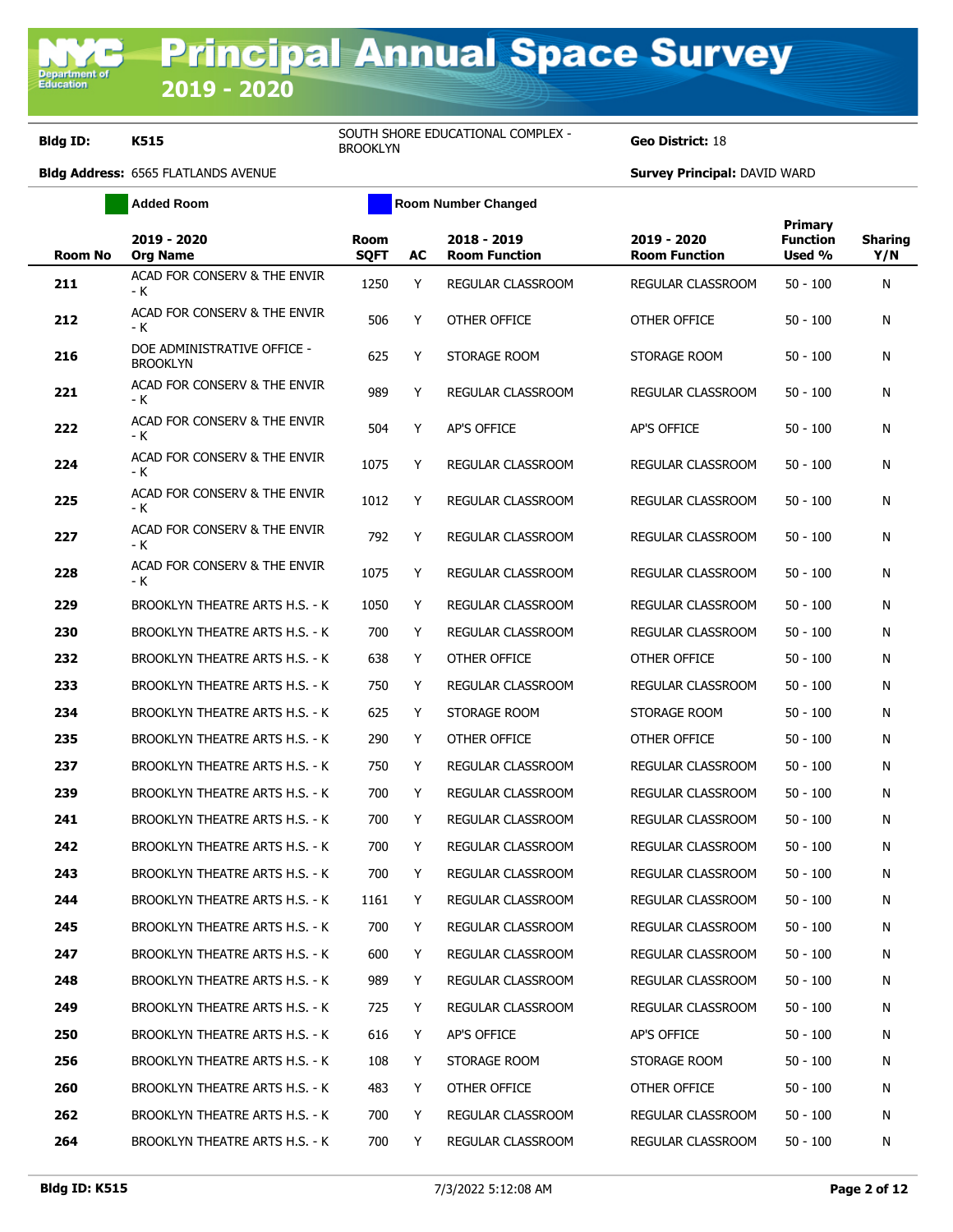# Principal Annual Space Survey 2019 - 2020

**Bldg ID:** K515 | SOUTH SHORE EDUCATIONAL COMPLEX - BROOKLYN | **Geo District:** 18

**Bldg Address:** 6565 FLATLANDS AVENUE | **Survey Principal:** DAVID WARD

Added Room | Room Number Changed

| Room No | 2019 - 2020 Org Name | Room SQFT | AC | 2018 - 2019 Room Function | 2019 - 2020 Room Function | Primary Function Used % | Sharing Y/N |
|---|---|---|---|---|---|---|---|
| 211 | ACAD FOR CONSERV & THE ENVIR - K | 1250 | Y | REGULAR CLASSROOM | REGULAR CLASSROOM | 50 - 100 | N |
| 212 | ACAD FOR CONSERV & THE ENVIR - K | 506 | Y | OTHER OFFICE | OTHER OFFICE | 50 - 100 | N |
| 216 | DOE ADMINISTRATIVE OFFICE - BROOKLYN | 625 | Y | STORAGE ROOM | STORAGE ROOM | 50 - 100 | N |
| 221 | ACAD FOR CONSERV & THE ENVIR - K | 989 | Y | REGULAR CLASSROOM | REGULAR CLASSROOM | 50 - 100 | N |
| 222 | ACAD FOR CONSERV & THE ENVIR - K | 504 | Y | AP'S OFFICE | AP'S OFFICE | 50 - 100 | N |
| 224 | ACAD FOR CONSERV & THE ENVIR - K | 1075 | Y | REGULAR CLASSROOM | REGULAR CLASSROOM | 50 - 100 | N |
| 225 | ACAD FOR CONSERV & THE ENVIR - K | 1012 | Y | REGULAR CLASSROOM | REGULAR CLASSROOM | 50 - 100 | N |
| 227 | ACAD FOR CONSERV & THE ENVIR - K | 792 | Y | REGULAR CLASSROOM | REGULAR CLASSROOM | 50 - 100 | N |
| 228 | ACAD FOR CONSERV & THE ENVIR - K | 1075 | Y | REGULAR CLASSROOM | REGULAR CLASSROOM | 50 - 100 | N |
| 229 | BROOKLYN THEATRE ARTS H.S. - K | 1050 | Y | REGULAR CLASSROOM | REGULAR CLASSROOM | 50 - 100 | N |
| 230 | BROOKLYN THEATRE ARTS H.S. - K | 700 | Y | REGULAR CLASSROOM | REGULAR CLASSROOM | 50 - 100 | N |
| 232 | BROOKLYN THEATRE ARTS H.S. - K | 638 | Y | OTHER OFFICE | OTHER OFFICE | 50 - 100 | N |
| 233 | BROOKLYN THEATRE ARTS H.S. - K | 750 | Y | REGULAR CLASSROOM | REGULAR CLASSROOM | 50 - 100 | N |
| 234 | BROOKLYN THEATRE ARTS H.S. - K | 625 | Y | STORAGE ROOM | STORAGE ROOM | 50 - 100 | N |
| 235 | BROOKLYN THEATRE ARTS H.S. - K | 290 | Y | OTHER OFFICE | OTHER OFFICE | 50 - 100 | N |
| 237 | BROOKLYN THEATRE ARTS H.S. - K | 750 | Y | REGULAR CLASSROOM | REGULAR CLASSROOM | 50 - 100 | N |
| 239 | BROOKLYN THEATRE ARTS H.S. - K | 700 | Y | REGULAR CLASSROOM | REGULAR CLASSROOM | 50 - 100 | N |
| 241 | BROOKLYN THEATRE ARTS H.S. - K | 700 | Y | REGULAR CLASSROOM | REGULAR CLASSROOM | 50 - 100 | N |
| 242 | BROOKLYN THEATRE ARTS H.S. - K | 700 | Y | REGULAR CLASSROOM | REGULAR CLASSROOM | 50 - 100 | N |
| 243 | BROOKLYN THEATRE ARTS H.S. - K | 700 | Y | REGULAR CLASSROOM | REGULAR CLASSROOM | 50 - 100 | N |
| 244 | BROOKLYN THEATRE ARTS H.S. - K | 1161 | Y | REGULAR CLASSROOM | REGULAR CLASSROOM | 50 - 100 | N |
| 245 | BROOKLYN THEATRE ARTS H.S. - K | 700 | Y | REGULAR CLASSROOM | REGULAR CLASSROOM | 50 - 100 | N |
| 247 | BROOKLYN THEATRE ARTS H.S. - K | 600 | Y | REGULAR CLASSROOM | REGULAR CLASSROOM | 50 - 100 | N |
| 248 | BROOKLYN THEATRE ARTS H.S. - K | 989 | Y | REGULAR CLASSROOM | REGULAR CLASSROOM | 50 - 100 | N |
| 249 | BROOKLYN THEATRE ARTS H.S. - K | 725 | Y | REGULAR CLASSROOM | REGULAR CLASSROOM | 50 - 100 | N |
| 250 | BROOKLYN THEATRE ARTS H.S. - K | 616 | Y | AP'S OFFICE | AP'S OFFICE | 50 - 100 | N |
| 256 | BROOKLYN THEATRE ARTS H.S. - K | 108 | Y | STORAGE ROOM | STORAGE ROOM | 50 - 100 | N |
| 260 | BROOKLYN THEATRE ARTS H.S. - K | 483 | Y | OTHER OFFICE | OTHER OFFICE | 50 - 100 | N |
| 262 | BROOKLYN THEATRE ARTS H.S. - K | 700 | Y | REGULAR CLASSROOM | REGULAR CLASSROOM | 50 - 100 | N |
| 264 | BROOKLYN THEATRE ARTS H.S. - K | 700 | Y | REGULAR CLASSROOM | REGULAR CLASSROOM | 50 - 100 | N |

7/3/2022 5:12:08 AM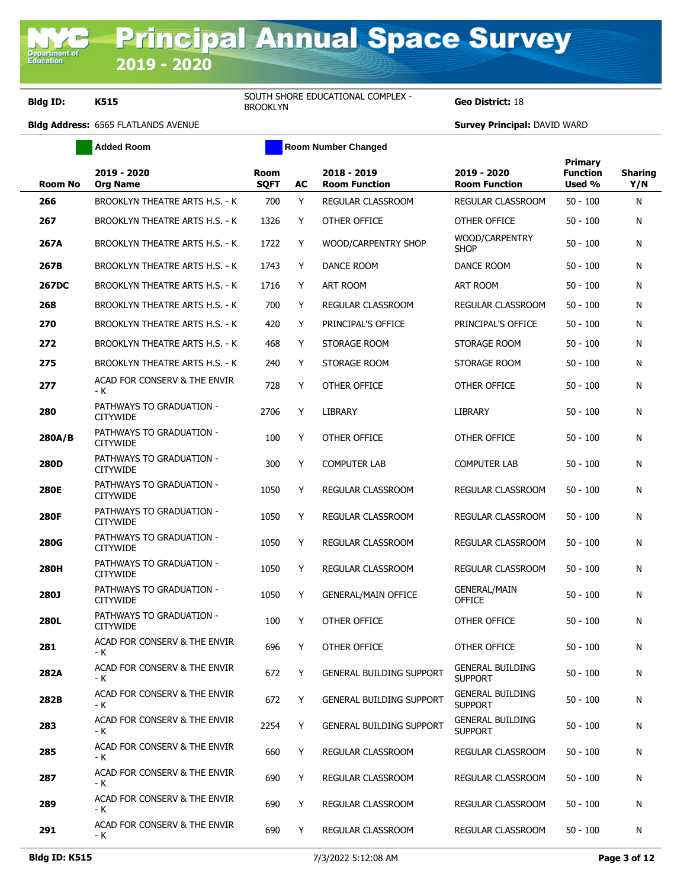# Principal Annual Space Survey 2019 - 2020

**Bldg ID:** K515 | SOUTH SHORE EDUCATIONAL COMPLEX - BROOKLYN | **Geo District:** 18

**Bldg Address:** 6565 FLATLANDS AVENUE | **Survey Principal:** DAVID WARD

Added Room | Room Number Changed

| Room No | 2019 - 2020 Org Name | Room SQFT | AC | 2018 - 2019 Room Function | 2019 - 2020 Room Function | Primary Function Used % | Sharing Y/N |
|---|---|---|---|---|---|---|---|
| 266 | BROOKLYN THEATRE ARTS H.S. - K | 700 | Y | REGULAR CLASSROOM | REGULAR CLASSROOM | 50 - 100 | N |
| 267 | BROOKLYN THEATRE ARTS H.S. - K | 1326 | Y | OTHER OFFICE | OTHER OFFICE | 50 - 100 | N |
| 267A | BROOKLYN THEATRE ARTS H.S. - K | 1722 | Y | WOOD/CARPENTRY SHOP | WOOD/CARPENTRY SHOP | 50 - 100 | N |
| 267B | BROOKLYN THEATRE ARTS H.S. - K | 1743 | Y | DANCE ROOM | DANCE ROOM | 50 - 100 | N |
| 267DC | BROOKLYN THEATRE ARTS H.S. - K | 1716 | Y | ART ROOM | ART ROOM | 50 - 100 | N |
| 268 | BROOKLYN THEATRE ARTS H.S. - K | 700 | Y | REGULAR CLASSROOM | REGULAR CLASSROOM | 50 - 100 | N |
| 270 | BROOKLYN THEATRE ARTS H.S. - K | 420 | Y | PRINCIPAL'S OFFICE | PRINCIPAL'S OFFICE | 50 - 100 | N |
| 272 | BROOKLYN THEATRE ARTS H.S. - K | 468 | Y | STORAGE ROOM | STORAGE ROOM | 50 - 100 | N |
| 275 | BROOKLYN THEATRE ARTS H.S. - K | 240 | Y | STORAGE ROOM | STORAGE ROOM | 50 - 100 | N |
| 277 | ACAD FOR CONSERV & THE ENVIR - K | 728 | Y | OTHER OFFICE | OTHER OFFICE | 50 - 100 | N |
| 280 | PATHWAYS TO GRADUATION - CITYWIDE | 2706 | Y | LIBRARY | LIBRARY | 50 - 100 | N |
| 280A/B | PATHWAYS TO GRADUATION - CITYWIDE | 100 | Y | OTHER OFFICE | OTHER OFFICE | 50 - 100 | N |
| 280D | PATHWAYS TO GRADUATION - CITYWIDE | 300 | Y | COMPUTER LAB | COMPUTER LAB | 50 - 100 | N |
| 280E | PATHWAYS TO GRADUATION - CITYWIDE | 1050 | Y | REGULAR CLASSROOM | REGULAR CLASSROOM | 50 - 100 | N |
| 280F | PATHWAYS TO GRADUATION - CITYWIDE | 1050 | Y | REGULAR CLASSROOM | REGULAR CLASSROOM | 50 - 100 | N |
| 280G | PATHWAYS TO GRADUATION - CITYWIDE | 1050 | Y | REGULAR CLASSROOM | REGULAR CLASSROOM | 50 - 100 | N |
| 280H | PATHWAYS TO GRADUATION - CITYWIDE | 1050 | Y | REGULAR CLASSROOM | REGULAR CLASSROOM | 50 - 100 | N |
| 280J | PATHWAYS TO GRADUATION - CITYWIDE | 1050 | Y | GENERAL/MAIN OFFICE | GENERAL/MAIN OFFICE | 50 - 100 | N |
| 280L | PATHWAYS TO GRADUATION - CITYWIDE | 100 | Y | OTHER OFFICE | OTHER OFFICE | 50 - 100 | N |
| 281 | ACAD FOR CONSERV & THE ENVIR - K | 696 | Y | OTHER OFFICE | OTHER OFFICE | 50 - 100 | N |
| 282A | ACAD FOR CONSERV & THE ENVIR - K | 672 | Y | GENERAL BUILDING SUPPORT | GENERAL BUILDING SUPPORT | 50 - 100 | N |
| 282B | ACAD FOR CONSERV & THE ENVIR - K | 672 | Y | GENERAL BUILDING SUPPORT | GENERAL BUILDING SUPPORT | 50 - 100 | N |
| 283 | ACAD FOR CONSERV & THE ENVIR - K | 2254 | Y | GENERAL BUILDING SUPPORT | GENERAL BUILDING SUPPORT | 50 - 100 | N |
| 285 | ACAD FOR CONSERV & THE ENVIR - K | 660 | Y | REGULAR CLASSROOM | REGULAR CLASSROOM | 50 - 100 | N |
| 287 | ACAD FOR CONSERV & THE ENVIR - K | 690 | Y | REGULAR CLASSROOM | REGULAR CLASSROOM | 50 - 100 | N |
| 289 | ACAD FOR CONSERV & THE ENVIR - K | 690 | Y | REGULAR CLASSROOM | REGULAR CLASSROOM | 50 - 100 | N |
| 291 | ACAD FOR CONSERV & THE ENVIR - K | 690 | Y | REGULAR CLASSROOM | REGULAR CLASSROOM | 50 - 100 | N |

7/3/2022 5:12:08 AM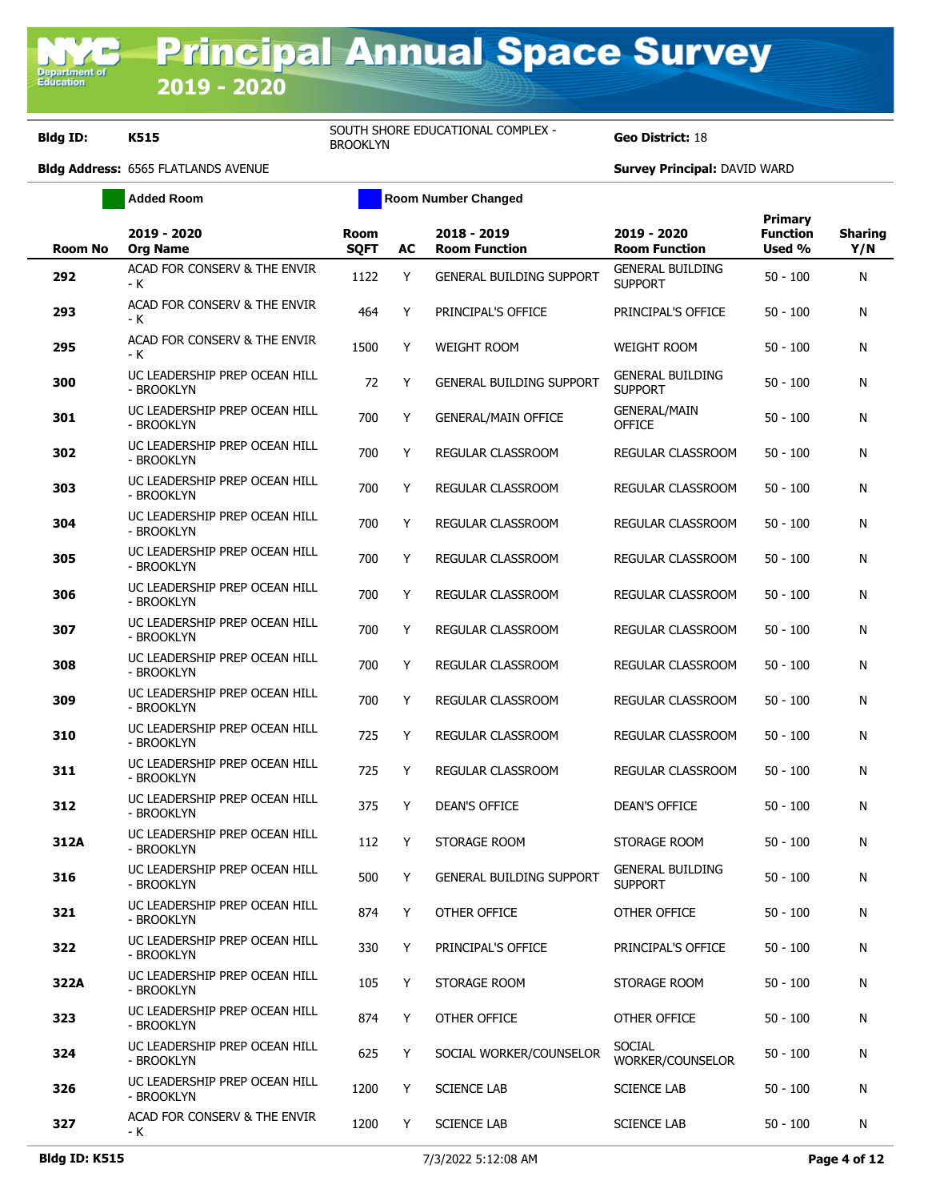# Principal Annual Space Survey 2019 - 2020

**Bldg ID:** K515 SOUTH SHORE EDUCATIONAL COMPLEX - BROOKLYN **Geo District:** 18

**Bldg Address:** 6565 FLATLANDS AVENUE **Survey Principal:** DAVID WARD

Added Room | Room Number Changed

| Room No | 2019 - 2020 Org Name | Room SQFT | AC | 2018 - 2019 Room Function | 2019 - 2020 Room Function | Primary Function Used % | Sharing Y/N |
|---|---|---|---|---|---|---|---|
| 292 | ACAD FOR CONSERV & THE ENVIR - K | 1122 | Y | GENERAL BUILDING SUPPORT | GENERAL BUILDING SUPPORT | 50 - 100 | N |
| 293 | ACAD FOR CONSERV & THE ENVIR - K | 464 | Y | PRINCIPAL'S OFFICE | PRINCIPAL'S OFFICE | 50 - 100 | N |
| 295 | ACAD FOR CONSERV & THE ENVIR - K | 1500 | Y | WEIGHT ROOM | WEIGHT ROOM | 50 - 100 | N |
| 300 | UC LEADERSHIP PREP OCEAN HILL - BROOKLYN | 72 | Y | GENERAL BUILDING SUPPORT | GENERAL BUILDING SUPPORT | 50 - 100 | N |
| 301 | UC LEADERSHIP PREP OCEAN HILL - BROOKLYN | 700 | Y | GENERAL/MAIN OFFICE | GENERAL/MAIN OFFICE | 50 - 100 | N |
| 302 | UC LEADERSHIP PREP OCEAN HILL - BROOKLYN | 700 | Y | REGULAR CLASSROOM | REGULAR CLASSROOM | 50 - 100 | N |
| 303 | UC LEADERSHIP PREP OCEAN HILL - BROOKLYN | 700 | Y | REGULAR CLASSROOM | REGULAR CLASSROOM | 50 - 100 | N |
| 304 | UC LEADERSHIP PREP OCEAN HILL - BROOKLYN | 700 | Y | REGULAR CLASSROOM | REGULAR CLASSROOM | 50 - 100 | N |
| 305 | UC LEADERSHIP PREP OCEAN HILL - BROOKLYN | 700 | Y | REGULAR CLASSROOM | REGULAR CLASSROOM | 50 - 100 | N |
| 306 | UC LEADERSHIP PREP OCEAN HILL - BROOKLYN | 700 | Y | REGULAR CLASSROOM | REGULAR CLASSROOM | 50 - 100 | N |
| 307 | UC LEADERSHIP PREP OCEAN HILL - BROOKLYN | 700 | Y | REGULAR CLASSROOM | REGULAR CLASSROOM | 50 - 100 | N |
| 308 | UC LEADERSHIP PREP OCEAN HILL - BROOKLYN | 700 | Y | REGULAR CLASSROOM | REGULAR CLASSROOM | 50 - 100 | N |
| 309 | UC LEADERSHIP PREP OCEAN HILL - BROOKLYN | 700 | Y | REGULAR CLASSROOM | REGULAR CLASSROOM | 50 - 100 | N |
| 310 | UC LEADERSHIP PREP OCEAN HILL - BROOKLYN | 725 | Y | REGULAR CLASSROOM | REGULAR CLASSROOM | 50 - 100 | N |
| 311 | UC LEADERSHIP PREP OCEAN HILL - BROOKLYN | 725 | Y | REGULAR CLASSROOM | REGULAR CLASSROOM | 50 - 100 | N |
| 312 | UC LEADERSHIP PREP OCEAN HILL - BROOKLYN | 375 | Y | DEAN'S OFFICE | DEAN'S OFFICE | 50 - 100 | N |
| 312A | UC LEADERSHIP PREP OCEAN HILL - BROOKLYN | 112 | Y | STORAGE ROOM | STORAGE ROOM | 50 - 100 | N |
| 316 | UC LEADERSHIP PREP OCEAN HILL - BROOKLYN | 500 | Y | GENERAL BUILDING SUPPORT | GENERAL BUILDING SUPPORT | 50 - 100 | N |
| 321 | UC LEADERSHIP PREP OCEAN HILL - BROOKLYN | 874 | Y | OTHER OFFICE | OTHER OFFICE | 50 - 100 | N |
| 322 | UC LEADERSHIP PREP OCEAN HILL - BROOKLYN | 330 | Y | PRINCIPAL'S OFFICE | PRINCIPAL'S OFFICE | 50 - 100 | N |
| 322A | UC LEADERSHIP PREP OCEAN HILL - BROOKLYN | 105 | Y | STORAGE ROOM | STORAGE ROOM | 50 - 100 | N |
| 323 | UC LEADERSHIP PREP OCEAN HILL - BROOKLYN | 874 | Y | OTHER OFFICE | OTHER OFFICE | 50 - 100 | N |
| 324 | UC LEADERSHIP PREP OCEAN HILL - BROOKLYN | 625 | Y | SOCIAL WORKER/COUNSELOR | SOCIAL WORKER/COUNSELOR | 50 - 100 | N |
| 326 | UC LEADERSHIP PREP OCEAN HILL - BROOKLYN | 1200 | Y | SCIENCE LAB | SCIENCE LAB | 50 - 100 | N |
| 327 | ACAD FOR CONSERV & THE ENVIR - K | 1200 | Y | SCIENCE LAB | SCIENCE LAB | 50 - 100 | N |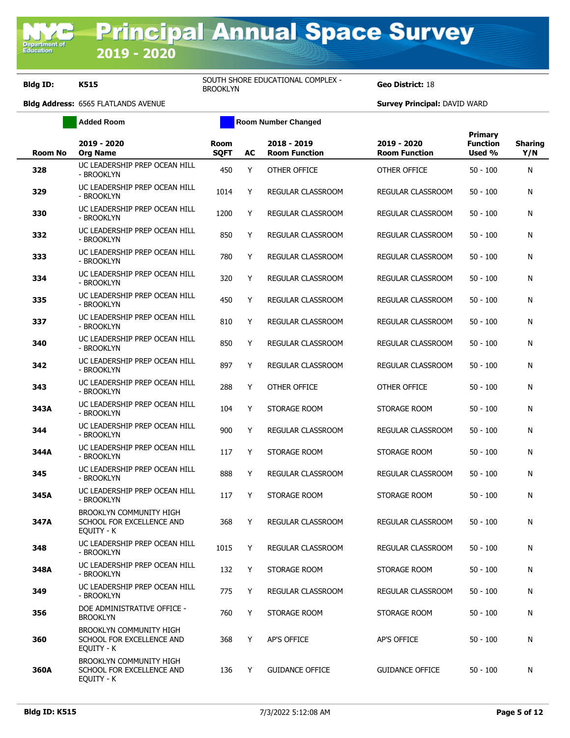# Principal Annual Space Survey 2019 - 2020

**Bldg ID:** K515 SOUTH SHORE EDUCATIONAL COMPLEX - BROOKLYN **Geo District:** 18

**Bldg Address:** 6565 FLATLANDS AVENUE **Survey Principal:** DAVID WARD

Added Room | Room Number Changed

| Room No | 2019 - 2020 Org Name | Room SQFT | AC | 2018 - 2019 Room Function | 2019 - 2020 Room Function | Primary Function Used % | Sharing Y/N |
|---|---|---|---|---|---|---|---|
| 328 | UC LEADERSHIP PREP OCEAN HILL - BROOKLYN | 450 | Y | OTHER OFFICE | OTHER OFFICE | 50 - 100 | N |
| 329 | UC LEADERSHIP PREP OCEAN HILL - BROOKLYN | 1014 | Y | REGULAR CLASSROOM | REGULAR CLASSROOM | 50 - 100 | N |
| 330 | UC LEADERSHIP PREP OCEAN HILL - BROOKLYN | 1200 | Y | REGULAR CLASSROOM | REGULAR CLASSROOM | 50 - 100 | N |
| 332 | UC LEADERSHIP PREP OCEAN HILL - BROOKLYN | 850 | Y | REGULAR CLASSROOM | REGULAR CLASSROOM | 50 - 100 | N |
| 333 | UC LEADERSHIP PREP OCEAN HILL - BROOKLYN | 780 | Y | REGULAR CLASSROOM | REGULAR CLASSROOM | 50 - 100 | N |
| 334 | UC LEADERSHIP PREP OCEAN HILL - BROOKLYN | 320 | Y | REGULAR CLASSROOM | REGULAR CLASSROOM | 50 - 100 | N |
| 335 | UC LEADERSHIP PREP OCEAN HILL - BROOKLYN | 450 | Y | REGULAR CLASSROOM | REGULAR CLASSROOM | 50 - 100 | N |
| 337 | UC LEADERSHIP PREP OCEAN HILL - BROOKLYN | 810 | Y | REGULAR CLASSROOM | REGULAR CLASSROOM | 50 - 100 | N |
| 340 | UC LEADERSHIP PREP OCEAN HILL - BROOKLYN | 850 | Y | REGULAR CLASSROOM | REGULAR CLASSROOM | 50 - 100 | N |
| 342 | UC LEADERSHIP PREP OCEAN HILL - BROOKLYN | 897 | Y | REGULAR CLASSROOM | REGULAR CLASSROOM | 50 - 100 | N |
| 343 | UC LEADERSHIP PREP OCEAN HILL - BROOKLYN | 288 | Y | OTHER OFFICE | OTHER OFFICE | 50 - 100 | N |
| 343A | UC LEADERSHIP PREP OCEAN HILL - BROOKLYN | 104 | Y | STORAGE ROOM | STORAGE ROOM | 50 - 100 | N |
| 344 | UC LEADERSHIP PREP OCEAN HILL - BROOKLYN | 900 | Y | REGULAR CLASSROOM | REGULAR CLASSROOM | 50 - 100 | N |
| 344A | UC LEADERSHIP PREP OCEAN HILL - BROOKLYN | 117 | Y | STORAGE ROOM | STORAGE ROOM | 50 - 100 | N |
| 345 | UC LEADERSHIP PREP OCEAN HILL - BROOKLYN | 888 | Y | REGULAR CLASSROOM | REGULAR CLASSROOM | 50 - 100 | N |
| 345A | UC LEADERSHIP PREP OCEAN HILL - BROOKLYN | 117 | Y | STORAGE ROOM | STORAGE ROOM | 50 - 100 | N |
| 347A | BROOKLYN COMMUNITY HIGH SCHOOL FOR EXCELLENCE AND EQUITY - K | 368 | Y | REGULAR CLASSROOM | REGULAR CLASSROOM | 50 - 100 | N |
| 348 | UC LEADERSHIP PREP OCEAN HILL - BROOKLYN | 1015 | Y | REGULAR CLASSROOM | REGULAR CLASSROOM | 50 - 100 | N |
| 348A | UC LEADERSHIP PREP OCEAN HILL - BROOKLYN | 132 | Y | STORAGE ROOM | STORAGE ROOM | 50 - 100 | N |
| 349 | UC LEADERSHIP PREP OCEAN HILL - BROOKLYN | 775 | Y | REGULAR CLASSROOM | REGULAR CLASSROOM | 50 - 100 | N |
| 356 | DOE ADMINISTRATIVE OFFICE - BROOKLYN | 760 | Y | STORAGE ROOM | STORAGE ROOM | 50 - 100 | N |
| 360 | BROOKLYN COMMUNITY HIGH SCHOOL FOR EXCELLENCE AND EQUITY - K | 368 | Y | AP'S OFFICE | AP'S OFFICE | 50 - 100 | N |
| 360A | BROOKLYN COMMUNITY HIGH SCHOOL FOR EXCELLENCE AND EQUITY - K | 136 | Y | GUIDANCE OFFICE | GUIDANCE OFFICE | 50 - 100 | N |

Bldg ID: K515 7/3/2022 5:12:08 AM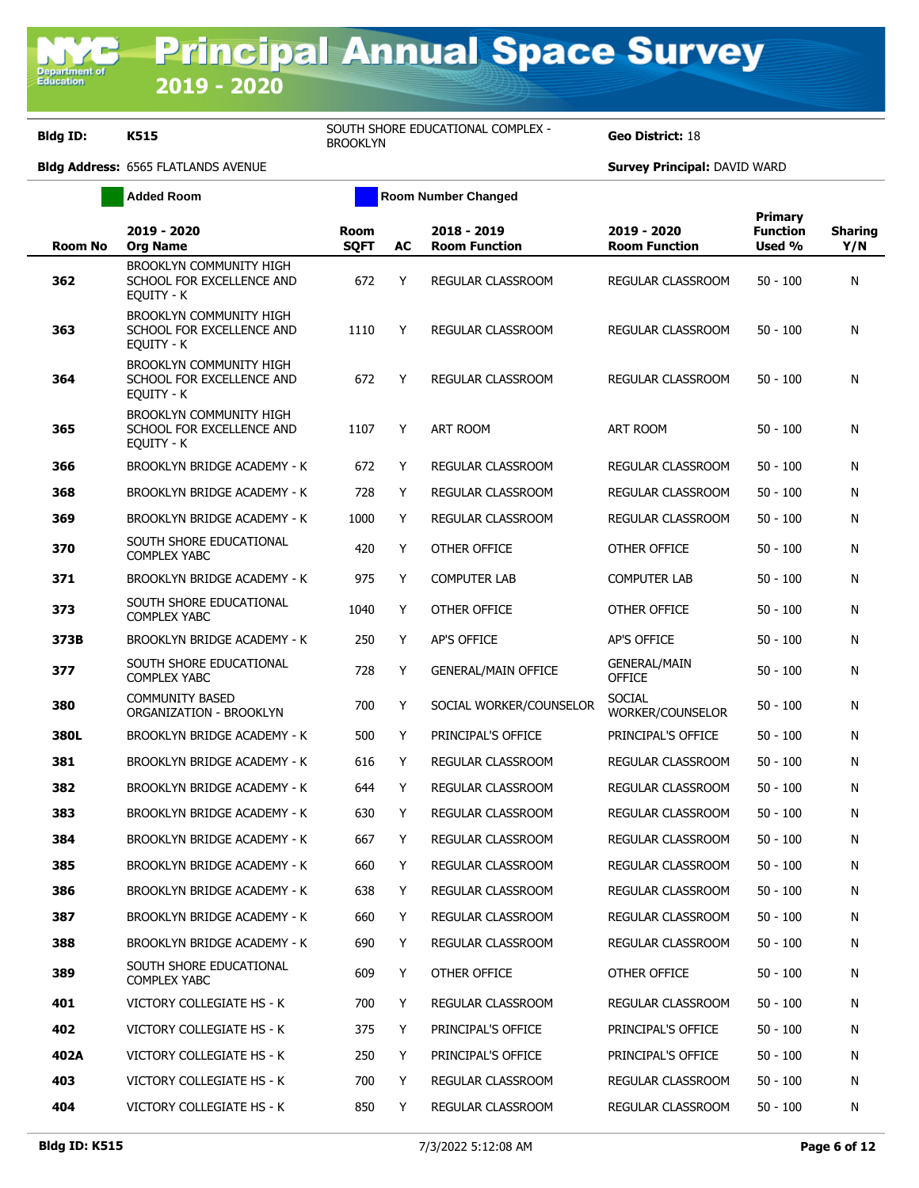# Principal Annual Space Survey 2019 - 2020

**Bldg ID:** K515 | SOUTH SHORE EDUCATIONAL COMPLEX - BROOKLYN | **Geo District:** 18

**Bldg Address:** 6565 FLATLANDS AVENUE | **Survey Principal:** DAVID WARD

Added Room | Room Number Changed

| Room No | 2019 - 2020 Org Name | Room SQFT | AC | 2018 - 2019 Room Function | 2019 - 2020 Room Function | Primary Function Used % | Sharing Y/N |
|---|---|---|---|---|---|---|---|
| 362 | BROOKLYN COMMUNITY HIGH SCHOOL FOR EXCELLENCE AND EQUITY - K | 672 | Y | REGULAR CLASSROOM | REGULAR CLASSROOM | 50 - 100 | N |
| 363 | BROOKLYN COMMUNITY HIGH SCHOOL FOR EXCELLENCE AND EQUITY - K | 1110 | Y | REGULAR CLASSROOM | REGULAR CLASSROOM | 50 - 100 | N |
| 364 | BROOKLYN COMMUNITY HIGH SCHOOL FOR EXCELLENCE AND EQUITY - K | 672 | Y | REGULAR CLASSROOM | REGULAR CLASSROOM | 50 - 100 | N |
| 365 | BROOKLYN COMMUNITY HIGH SCHOOL FOR EXCELLENCE AND EQUITY - K | 1107 | Y | ART ROOM | ART ROOM | 50 - 100 | N |
| 366 | BROOKLYN BRIDGE ACADEMY - K | 672 | Y | REGULAR CLASSROOM | REGULAR CLASSROOM | 50 - 100 | N |
| 368 | BROOKLYN BRIDGE ACADEMY - K | 728 | Y | REGULAR CLASSROOM | REGULAR CLASSROOM | 50 - 100 | N |
| 369 | BROOKLYN BRIDGE ACADEMY - K | 1000 | Y | REGULAR CLASSROOM | REGULAR CLASSROOM | 50 - 100 | N |
| 370 | SOUTH SHORE EDUCATIONAL COMPLEX YABC | 420 | Y | OTHER OFFICE | OTHER OFFICE | 50 - 100 | N |
| 371 | BROOKLYN BRIDGE ACADEMY - K | 975 | Y | COMPUTER LAB | COMPUTER LAB | 50 - 100 | N |
| 373 | SOUTH SHORE EDUCATIONAL COMPLEX YABC | 1040 | Y | OTHER OFFICE | OTHER OFFICE | 50 - 100 | N |
| 373B | BROOKLYN BRIDGE ACADEMY - K | 250 | Y | AP'S OFFICE | AP'S OFFICE | 50 - 100 | N |
| 377 | SOUTH SHORE EDUCATIONAL COMPLEX YABC | 728 | Y | GENERAL/MAIN OFFICE | GENERAL/MAIN OFFICE | 50 - 100 | N |
| 380 | COMMUNITY BASED ORGANIZATION - BROOKLYN | 700 | Y | SOCIAL WORKER/COUNSELOR | SOCIAL WORKER/COUNSELOR | 50 - 100 | N |
| 380L | BROOKLYN BRIDGE ACADEMY - K | 500 | Y | PRINCIPAL'S OFFICE | PRINCIPAL'S OFFICE | 50 - 100 | N |
| 381 | BROOKLYN BRIDGE ACADEMY - K | 616 | Y | REGULAR CLASSROOM | REGULAR CLASSROOM | 50 - 100 | N |
| 382 | BROOKLYN BRIDGE ACADEMY - K | 644 | Y | REGULAR CLASSROOM | REGULAR CLASSROOM | 50 - 100 | N |
| 383 | BROOKLYN BRIDGE ACADEMY - K | 630 | Y | REGULAR CLASSROOM | REGULAR CLASSROOM | 50 - 100 | N |
| 384 | BROOKLYN BRIDGE ACADEMY - K | 667 | Y | REGULAR CLASSROOM | REGULAR CLASSROOM | 50 - 100 | N |
| 385 | BROOKLYN BRIDGE ACADEMY - K | 660 | Y | REGULAR CLASSROOM | REGULAR CLASSROOM | 50 - 100 | N |
| 386 | BROOKLYN BRIDGE ACADEMY - K | 638 | Y | REGULAR CLASSROOM | REGULAR CLASSROOM | 50 - 100 | N |
| 387 | BROOKLYN BRIDGE ACADEMY - K | 660 | Y | REGULAR CLASSROOM | REGULAR CLASSROOM | 50 - 100 | N |
| 388 | BROOKLYN BRIDGE ACADEMY - K | 690 | Y | REGULAR CLASSROOM | REGULAR CLASSROOM | 50 - 100 | N |
| 389 | SOUTH SHORE EDUCATIONAL COMPLEX YABC | 609 | Y | OTHER OFFICE | OTHER OFFICE | 50 - 100 | N |
| 401 | VICTORY COLLEGIATE HS - K | 700 | Y | REGULAR CLASSROOM | REGULAR CLASSROOM | 50 - 100 | N |
| 402 | VICTORY COLLEGIATE HS - K | 375 | Y | PRINCIPAL'S OFFICE | PRINCIPAL'S OFFICE | 50 - 100 | N |
| 402A | VICTORY COLLEGIATE HS - K | 250 | Y | PRINCIPAL'S OFFICE | PRINCIPAL'S OFFICE | 50 - 100 | N |
| 403 | VICTORY COLLEGIATE HS - K | 700 | Y | REGULAR CLASSROOM | REGULAR CLASSROOM | 50 - 100 | N |
| 404 | VICTORY COLLEGIATE HS - K | 850 | Y | REGULAR CLASSROOM | REGULAR CLASSROOM | 50 - 100 | N |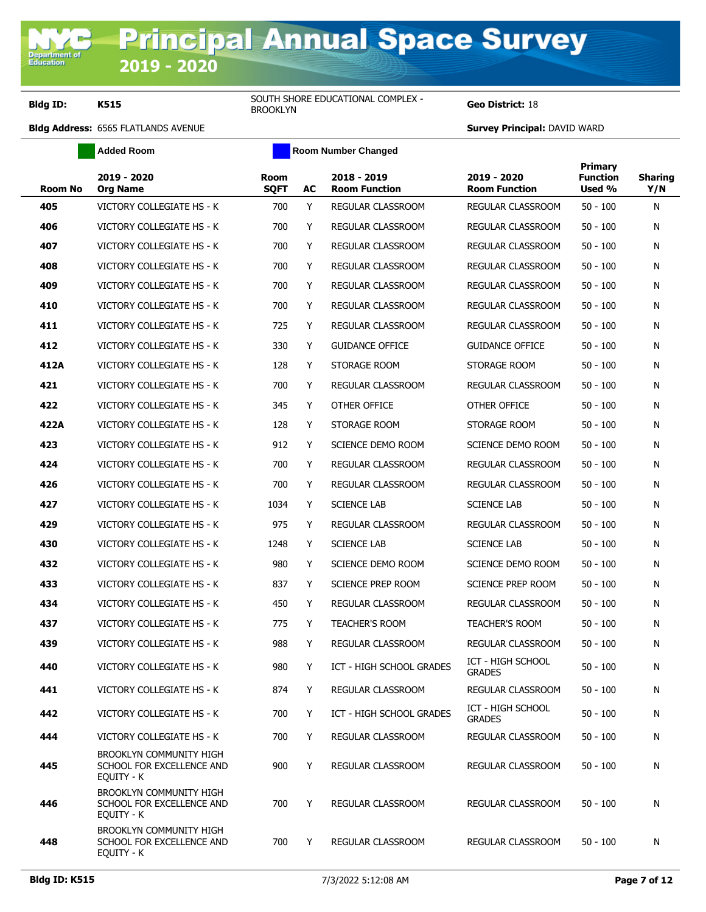# Principal Annual Space Survey 2019 - 2020

**Bldg ID:** K515 — SOUTH SHORE EDUCATIONAL COMPLEX - BROOKLYN — **Geo District:** 18

**Bldg Address:** 6565 FLATLANDS AVENUE — **Survey Principal:** DAVID WARD

Added Room | Room Number Changed

| Room No | 2019 - 2020 Org Name | Room SQFT | AC | 2018 - 2019 Room Function | 2019 - 2020 Room Function | Primary Function Used % | Sharing Y/N |
|---|---|---|---|---|---|---|---|
| 405 | VICTORY COLLEGIATE HS - K | 700 | Y | REGULAR CLASSROOM | REGULAR CLASSROOM | 50 - 100 | N |
| 406 | VICTORY COLLEGIATE HS - K | 700 | Y | REGULAR CLASSROOM | REGULAR CLASSROOM | 50 - 100 | N |
| 407 | VICTORY COLLEGIATE HS - K | 700 | Y | REGULAR CLASSROOM | REGULAR CLASSROOM | 50 - 100 | N |
| 408 | VICTORY COLLEGIATE HS - K | 700 | Y | REGULAR CLASSROOM | REGULAR CLASSROOM | 50 - 100 | N |
| 409 | VICTORY COLLEGIATE HS - K | 700 | Y | REGULAR CLASSROOM | REGULAR CLASSROOM | 50 - 100 | N |
| 410 | VICTORY COLLEGIATE HS - K | 700 | Y | REGULAR CLASSROOM | REGULAR CLASSROOM | 50 - 100 | N |
| 411 | VICTORY COLLEGIATE HS - K | 725 | Y | REGULAR CLASSROOM | REGULAR CLASSROOM | 50 - 100 | N |
| 412 | VICTORY COLLEGIATE HS - K | 330 | Y | GUIDANCE OFFICE | GUIDANCE OFFICE | 50 - 100 | N |
| 412A | VICTORY COLLEGIATE HS - K | 128 | Y | STORAGE ROOM | STORAGE ROOM | 50 - 100 | N |
| 421 | VICTORY COLLEGIATE HS - K | 700 | Y | REGULAR CLASSROOM | REGULAR CLASSROOM | 50 - 100 | N |
| 422 | VICTORY COLLEGIATE HS - K | 345 | Y | OTHER OFFICE | OTHER OFFICE | 50 - 100 | N |
| 422A | VICTORY COLLEGIATE HS - K | 128 | Y | STORAGE ROOM | STORAGE ROOM | 50 - 100 | N |
| 423 | VICTORY COLLEGIATE HS - K | 912 | Y | SCIENCE DEMO ROOM | SCIENCE DEMO ROOM | 50 - 100 | N |
| 424 | VICTORY COLLEGIATE HS - K | 700 | Y | REGULAR CLASSROOM | REGULAR CLASSROOM | 50 - 100 | N |
| 426 | VICTORY COLLEGIATE HS - K | 700 | Y | REGULAR CLASSROOM | REGULAR CLASSROOM | 50 - 100 | N |
| 427 | VICTORY COLLEGIATE HS - K | 1034 | Y | SCIENCE LAB | SCIENCE LAB | 50 - 100 | N |
| 429 | VICTORY COLLEGIATE HS - K | 975 | Y | REGULAR CLASSROOM | REGULAR CLASSROOM | 50 - 100 | N |
| 430 | VICTORY COLLEGIATE HS - K | 1248 | Y | SCIENCE LAB | SCIENCE LAB | 50 - 100 | N |
| 432 | VICTORY COLLEGIATE HS - K | 980 | Y | SCIENCE DEMO ROOM | SCIENCE DEMO ROOM | 50 - 100 | N |
| 433 | VICTORY COLLEGIATE HS - K | 837 | Y | SCIENCE PREP ROOM | SCIENCE PREP ROOM | 50 - 100 | N |
| 434 | VICTORY COLLEGIATE HS - K | 450 | Y | REGULAR CLASSROOM | REGULAR CLASSROOM | 50 - 100 | N |
| 437 | VICTORY COLLEGIATE HS - K | 775 | Y | TEACHER'S ROOM | TEACHER'S ROOM | 50 - 100 | N |
| 439 | VICTORY COLLEGIATE HS - K | 988 | Y | REGULAR CLASSROOM | REGULAR CLASSROOM | 50 - 100 | N |
| 440 | VICTORY COLLEGIATE HS - K | 980 | Y | ICT - HIGH SCHOOL GRADES | ICT - HIGH SCHOOL GRADES | 50 - 100 | N |
| 441 | VICTORY COLLEGIATE HS - K | 874 | Y | REGULAR CLASSROOM | REGULAR CLASSROOM | 50 - 100 | N |
| 442 | VICTORY COLLEGIATE HS - K | 700 | Y | ICT - HIGH SCHOOL GRADES | ICT - HIGH SCHOOL GRADES | 50 - 100 | N |
| 444 | VICTORY COLLEGIATE HS - K | 700 | Y | REGULAR CLASSROOM | REGULAR CLASSROOM | 50 - 100 | N |
| 445 | BROOKLYN COMMUNITY HIGH SCHOOL FOR EXCELLENCE AND EQUITY - K | 900 | Y | REGULAR CLASSROOM | REGULAR CLASSROOM | 50 - 100 | N |
| 446 | BROOKLYN COMMUNITY HIGH SCHOOL FOR EXCELLENCE AND EQUITY - K | 700 | Y | REGULAR CLASSROOM | REGULAR CLASSROOM | 50 - 100 | N |
| 448 | BROOKLYN COMMUNITY HIGH SCHOOL FOR EXCELLENCE AND EQUITY - K | 700 | Y | REGULAR CLASSROOM | REGULAR CLASSROOM | 50 - 100 | N |

7/3/2022 5:12:08 AM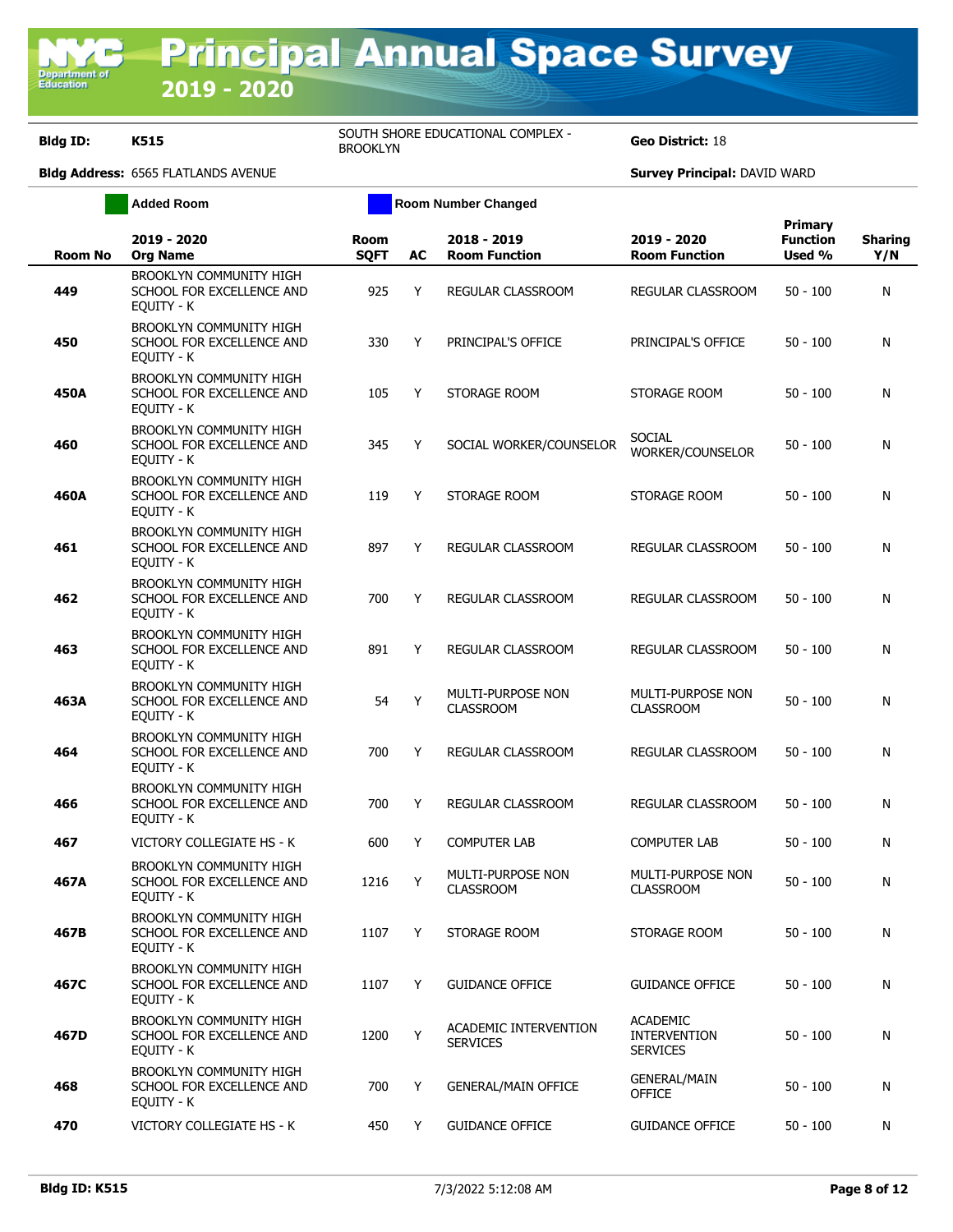# Principal Annual Space Survey 2019 - 2020

**Bldg ID:** K515 SOUTH SHORE EDUCATIONAL COMPLEX - BROOKLYN **Geo District:** 18

**Bldg Address:** 6565 FLATLANDS AVENUE **Survey Principal:** DAVID WARD

Added Room | Room Number Changed

| Room No | 2019 - 2020 Org Name | Room SQFT | AC | 2018 - 2019 Room Function | 2019 - 2020 Room Function | Primary Function Used % | Sharing Y/N |
|---|---|---|---|---|---|---|---|
| 449 | BROOKLYN COMMUNITY HIGH SCHOOL FOR EXCELLENCE AND EQUITY - K | 925 | Y | REGULAR CLASSROOM | REGULAR CLASSROOM | 50 - 100 | N |
| 450 | BROOKLYN COMMUNITY HIGH SCHOOL FOR EXCELLENCE AND EQUITY - K | 330 | Y | PRINCIPAL'S OFFICE | PRINCIPAL'S OFFICE | 50 - 100 | N |
| 450A | BROOKLYN COMMUNITY HIGH SCHOOL FOR EXCELLENCE AND EQUITY - K | 105 | Y | STORAGE ROOM | STORAGE ROOM | 50 - 100 | N |
| 460 | BROOKLYN COMMUNITY HIGH SCHOOL FOR EXCELLENCE AND EQUITY - K | 345 | Y | SOCIAL WORKER/COUNSELOR | SOCIAL WORKER/COUNSELOR | 50 - 100 | N |
| 460A | BROOKLYN COMMUNITY HIGH SCHOOL FOR EXCELLENCE AND EQUITY - K | 119 | Y | STORAGE ROOM | STORAGE ROOM | 50 - 100 | N |
| 461 | BROOKLYN COMMUNITY HIGH SCHOOL FOR EXCELLENCE AND EQUITY - K | 897 | Y | REGULAR CLASSROOM | REGULAR CLASSROOM | 50 - 100 | N |
| 462 | BROOKLYN COMMUNITY HIGH SCHOOL FOR EXCELLENCE AND EQUITY - K | 700 | Y | REGULAR CLASSROOM | REGULAR CLASSROOM | 50 - 100 | N |
| 463 | BROOKLYN COMMUNITY HIGH SCHOOL FOR EXCELLENCE AND EQUITY - K | 891 | Y | REGULAR CLASSROOM | REGULAR CLASSROOM | 50 - 100 | N |
| 463A | BROOKLYN COMMUNITY HIGH SCHOOL FOR EXCELLENCE AND EQUITY - K | 54 | Y | MULTI-PURPOSE NON CLASSROOM | MULTI-PURPOSE NON CLASSROOM | 50 - 100 | N |
| 464 | BROOKLYN COMMUNITY HIGH SCHOOL FOR EXCELLENCE AND EQUITY - K | 700 | Y | REGULAR CLASSROOM | REGULAR CLASSROOM | 50 - 100 | N |
| 466 | BROOKLYN COMMUNITY HIGH SCHOOL FOR EXCELLENCE AND EQUITY - K | 700 | Y | REGULAR CLASSROOM | REGULAR CLASSROOM | 50 - 100 | N |
| 467 | VICTORY COLLEGIATE HS - K | 600 | Y | COMPUTER LAB | COMPUTER LAB | 50 - 100 | N |
| 467A | BROOKLYN COMMUNITY HIGH SCHOOL FOR EXCELLENCE AND EQUITY - K | 1216 | Y | MULTI-PURPOSE NON CLASSROOM | MULTI-PURPOSE NON CLASSROOM | 50 - 100 | N |
| 467B | BROOKLYN COMMUNITY HIGH SCHOOL FOR EXCELLENCE AND EQUITY - K | 1107 | Y | STORAGE ROOM | STORAGE ROOM | 50 - 100 | N |
| 467C | BROOKLYN COMMUNITY HIGH SCHOOL FOR EXCELLENCE AND EQUITY - K | 1107 | Y | GUIDANCE OFFICE | GUIDANCE OFFICE | 50 - 100 | N |
| 467D | BROOKLYN COMMUNITY HIGH SCHOOL FOR EXCELLENCE AND EQUITY - K | 1200 | Y | ACADEMIC INTERVENTION SERVICES | ACADEMIC INTERVENTION SERVICES | 50 - 100 | N |
| 468 | BROOKLYN COMMUNITY HIGH SCHOOL FOR EXCELLENCE AND EQUITY - K | 700 | Y | GENERAL/MAIN OFFICE | GENERAL/MAIN OFFICE | 50 - 100 | N |
| 470 | VICTORY COLLEGIATE HS - K | 450 | Y | GUIDANCE OFFICE | GUIDANCE OFFICE | 50 - 100 | N |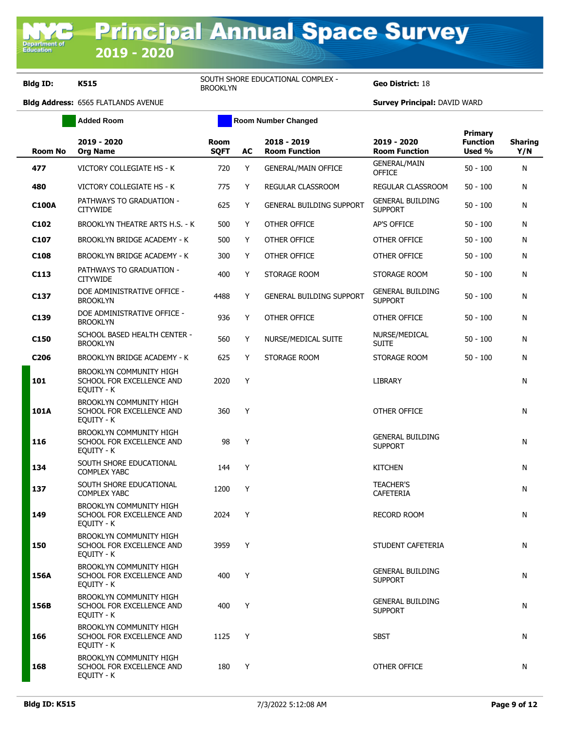# Principal Annual Space Survey 2019 - 2020

**Bldg ID:** K515 SOUTH SHORE EDUCATIONAL COMPLEX - BROOKLYN **Geo District:** 18

**Bldg Address:** 6565 FLATLANDS AVENUE **Survey Principal:** DAVID WARD

Added Room | Room Number Changed

| Room No | 2019 - 2020 Org Name | Room SQFT | AC | 2018 - 2019 Room Function | 2019 - 2020 Room Function | Primary Function Used % | Sharing Y/N |
|---|---|---|---|---|---|---|---|
| 477 | VICTORY COLLEGIATE HS - K | 720 | Y | GENERAL/MAIN OFFICE | GENERAL/MAIN OFFICE | 50 - 100 | N |
| 480 | VICTORY COLLEGIATE HS - K | 775 | Y | REGULAR CLASSROOM | REGULAR CLASSROOM | 50 - 100 | N |
| C100A | PATHWAYS TO GRADUATION - CITYWIDE | 625 | Y | GENERAL BUILDING SUPPORT | GENERAL BUILDING SUPPORT | 50 - 100 | N |
| C102 | BROOKLYN THEATRE ARTS H.S. - K | 500 | Y | OTHER OFFICE | AP'S OFFICE | 50 - 100 | N |
| C107 | BROOKLYN BRIDGE ACADEMY - K | 500 | Y | OTHER OFFICE | OTHER OFFICE | 50 - 100 | N |
| C108 | BROOKLYN BRIDGE ACADEMY - K | 300 | Y | OTHER OFFICE | OTHER OFFICE | 50 - 100 | N |
| C113 | PATHWAYS TO GRADUATION - CITYWIDE | 400 | Y | STORAGE ROOM | STORAGE ROOM | 50 - 100 | N |
| C137 | DOE ADMINISTRATIVE OFFICE - BROOKLYN | 4488 | Y | GENERAL BUILDING SUPPORT | GENERAL BUILDING SUPPORT | 50 - 100 | N |
| C139 | DOE ADMINISTRATIVE OFFICE - BROOKLYN | 936 | Y | OTHER OFFICE | OTHER OFFICE | 50 - 100 | N |
| C150 | SCHOOL BASED HEALTH CENTER - BROOKLYN | 560 | Y | NURSE/MEDICAL SUITE | NURSE/MEDICAL SUITE | 50 - 100 | N |
| C206 | BROOKLYN BRIDGE ACADEMY - K | 625 | Y | STORAGE ROOM | STORAGE ROOM | 50 - 100 | N |
| 101 | BROOKLYN COMMUNITY HIGH SCHOOL FOR EXCELLENCE AND EQUITY - K | 2020 | Y | | LIBRARY | | N |
| 101A | BROOKLYN COMMUNITY HIGH SCHOOL FOR EXCELLENCE AND EQUITY - K | 360 | Y | | OTHER OFFICE | | N |
| 116 | BROOKLYN COMMUNITY HIGH SCHOOL FOR EXCELLENCE AND EQUITY - K | 98 | Y | | GENERAL BUILDING SUPPORT | | N |
| 134 | SOUTH SHORE EDUCATIONAL COMPLEX YABC | 144 | Y | | KITCHEN | | N |
| 137 | SOUTH SHORE EDUCATIONAL COMPLEX YABC | 1200 | Y | | TEACHER'S CAFETERIA | | N |
| 149 | BROOKLYN COMMUNITY HIGH SCHOOL FOR EXCELLENCE AND EQUITY - K | 2024 | Y | | RECORD ROOM | | N |
| 150 | BROOKLYN COMMUNITY HIGH SCHOOL FOR EXCELLENCE AND EQUITY - K | 3959 | Y | | STUDENT CAFETERIA | | N |
| 156A | BROOKLYN COMMUNITY HIGH SCHOOL FOR EXCELLENCE AND EQUITY - K | 400 | Y | | GENERAL BUILDING SUPPORT | | N |
| 156B | BROOKLYN COMMUNITY HIGH SCHOOL FOR EXCELLENCE AND EQUITY - K | 400 | Y | | GENERAL BUILDING SUPPORT | | N |
| 166 | BROOKLYN COMMUNITY HIGH SCHOOL FOR EXCELLENCE AND EQUITY - K | 1125 | Y | | SBST | | N |
| 168 | BROOKLYN COMMUNITY HIGH SCHOOL FOR EXCELLENCE AND EQUITY - K | 180 | Y | | OTHER OFFICE | | N |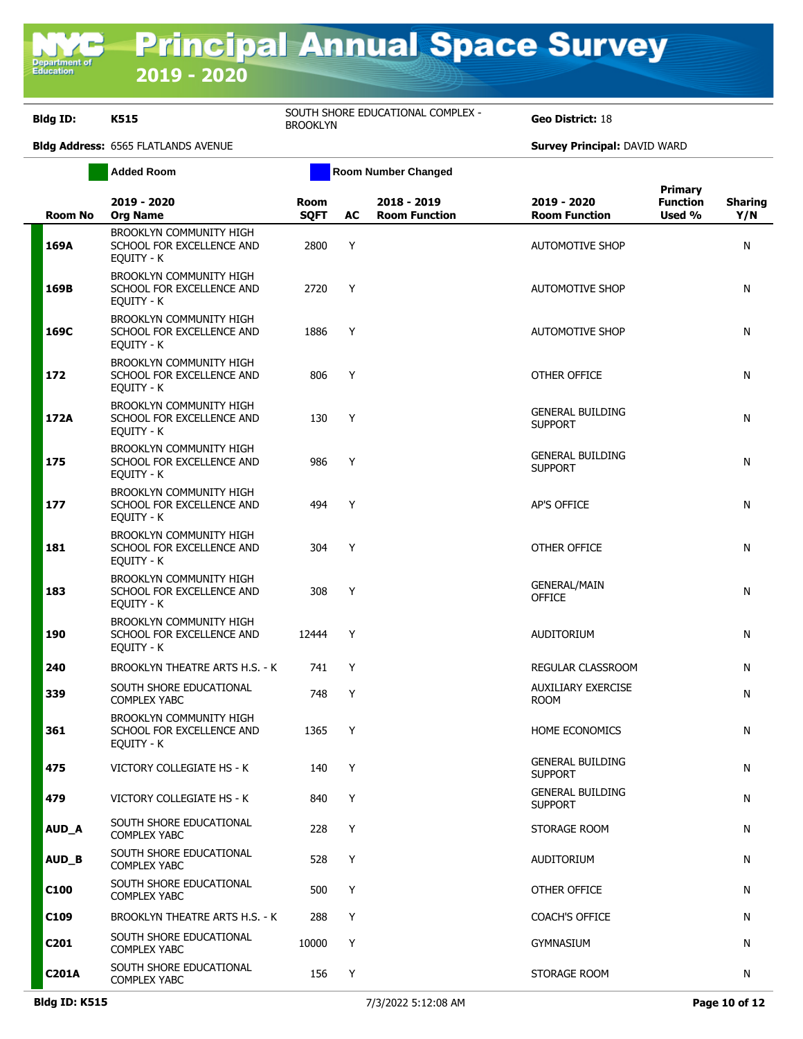# Principal Annual Space Survey 2019 - 2020

**Bldg ID:** K515 SOUTH SHORE EDUCATIONAL COMPLEX - BROOKLYN **Geo District:** 18

**Bldg Address:** 6565 FLATLANDS AVENUE **Survey Principal:** DAVID WARD

Added Room | Room Number Changed

| Room No | 2019 - 2020 Org Name | Room SQFT | AC | 2018 - 2019 Room Function | 2019 - 2020 Room Function | Primary Function Used % | Sharing Y/N |
|---|---|---|---|---|---|---|---|
| 169A | BROOKLYN COMMUNITY HIGH SCHOOL FOR EXCELLENCE AND EQUITY - K | 2800 | Y | | AUTOMOTIVE SHOP | | N |
| 169B | BROOKLYN COMMUNITY HIGH SCHOOL FOR EXCELLENCE AND EQUITY - K | 2720 | Y | | AUTOMOTIVE SHOP | | N |
| 169C | BROOKLYN COMMUNITY HIGH SCHOOL FOR EXCELLENCE AND EQUITY - K | 1886 | Y | | AUTOMOTIVE SHOP | | N |
| 172 | BROOKLYN COMMUNITY HIGH SCHOOL FOR EXCELLENCE AND EQUITY - K | 806 | Y | | OTHER OFFICE | | N |
| 172A | BROOKLYN COMMUNITY HIGH SCHOOL FOR EXCELLENCE AND EQUITY - K | 130 | Y | | GENERAL BUILDING SUPPORT | | N |
| 175 | BROOKLYN COMMUNITY HIGH SCHOOL FOR EXCELLENCE AND EQUITY - K | 986 | Y | | GENERAL BUILDING SUPPORT | | N |
| 177 | BROOKLYN COMMUNITY HIGH SCHOOL FOR EXCELLENCE AND EQUITY - K | 494 | Y | | AP'S OFFICE | | N |
| 181 | BROOKLYN COMMUNITY HIGH SCHOOL FOR EXCELLENCE AND EQUITY - K | 304 | Y | | OTHER OFFICE | | N |
| 183 | BROOKLYN COMMUNITY HIGH SCHOOL FOR EXCELLENCE AND EQUITY - K | 308 | Y | | GENERAL/MAIN OFFICE | | N |
| 190 | BROOKLYN COMMUNITY HIGH SCHOOL FOR EXCELLENCE AND EQUITY - K | 12444 | Y | | AUDITORIUM | | N |
| 240 | BROOKLYN THEATRE ARTS H.S. - K | 741 | Y | | REGULAR CLASSROOM | | N |
| 339 | SOUTH SHORE EDUCATIONAL COMPLEX YABC | 748 | Y | | AUXILIARY EXERCISE ROOM | | N |
| 361 | BROOKLYN COMMUNITY HIGH SCHOOL FOR EXCELLENCE AND EQUITY - K | 1365 | Y | | HOME ECONOMICS | | N |
| 475 | VICTORY COLLEGIATE HS - K | 140 | Y | | GENERAL BUILDING SUPPORT | | N |
| 479 | VICTORY COLLEGIATE HS - K | 840 | Y | | GENERAL BUILDING SUPPORT | | N |
| AUD_A | SOUTH SHORE EDUCATIONAL COMPLEX YABC | 228 | Y | | STORAGE ROOM | | N |
| AUD_B | SOUTH SHORE EDUCATIONAL COMPLEX YABC | 528 | Y | | AUDITORIUM | | N |
| C100 | SOUTH SHORE EDUCATIONAL COMPLEX YABC | 500 | Y | | OTHER OFFICE | | N |
| C109 | BROOKLYN THEATRE ARTS H.S. - K | 288 | Y | | COACH'S OFFICE | | N |
| C201 | SOUTH SHORE EDUCATIONAL COMPLEX YABC | 10000 | Y | | GYMNASIUM | | N |
| C201A | SOUTH SHORE EDUCATIONAL COMPLEX YABC | 156 | Y | | STORAGE ROOM | | N |

7/3/2022 5:12:08 AM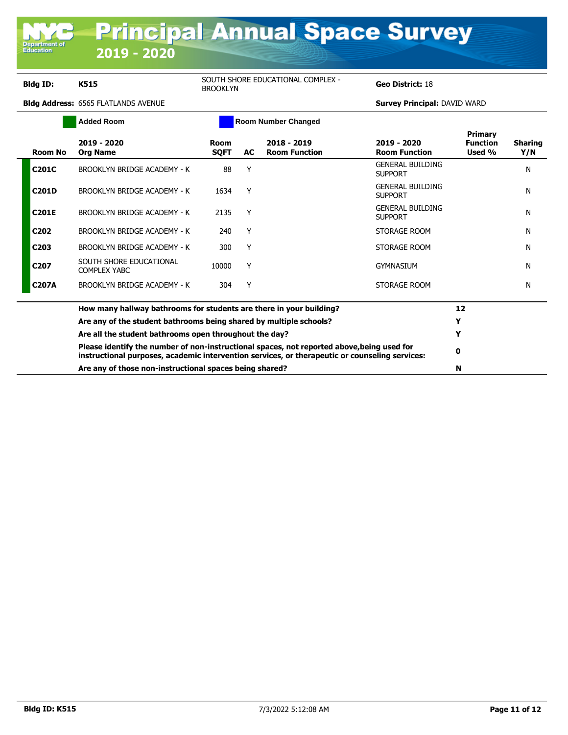# Principal Annual Space Survey

## 2019 - 2020

**Bldg ID:** K515 | SOUTH SHORE EDUCATIONAL COMPLEX - BROOKLYN | **Geo District:** 18

**Bldg Address:** 6565 FLATLANDS AVENUE | **Survey Principal:** DAVID WARD

Added Room | Room Number Changed

| Room No | 2019 - 2020 Org Name | Room SQFT | AC | 2018 - 2019 Room Function | 2019 - 2020 Room Function | Primary Function Used % | Sharing Y/N |
|---|---|---|---|---|---|---|---|
| **C201C** | BROOKLYN BRIDGE ACADEMY - K | 88 | Y | | GENERAL BUILDING SUPPORT | | N |
| **C201D** | BROOKLYN BRIDGE ACADEMY - K | 1634 | Y | | GENERAL BUILDING SUPPORT | | N |
| **C201E** | BROOKLYN BRIDGE ACADEMY - K | 2135 | Y | | GENERAL BUILDING SUPPORT | | N |
| **C202** | BROOKLYN BRIDGE ACADEMY - K | 240 | Y | | STORAGE ROOM | | N |
| **C203** | BROOKLYN BRIDGE ACADEMY - K | 300 | Y | | STORAGE ROOM | | N |
| **C207** | SOUTH SHORE EDUCATIONAL COMPLEX YABC | 10000 | Y | | GYMNASIUM | | N |
| **C207A** | BROOKLYN BRIDGE ACADEMY - K | 304 | Y | | STORAGE ROOM | | N |

| | |
|---|---|
| **How many hallway bathrooms for students are there in your building?** | **12** |
| **Are any of the student bathrooms being shared by multiple schools?** | **Y** |
| **Are all the student bathrooms open throughout the day?** | **Y** |
| **Please identify the number of non-instructional spaces, not reported above,being used for instructional purposes, academic intervention services, or therapeutic or counseling services:** | **0** |
| **Are any of those non-instructional spaces being shared?** | **N** |

**Bldg ID: K515** | 7/3/2022 5:12:08 AM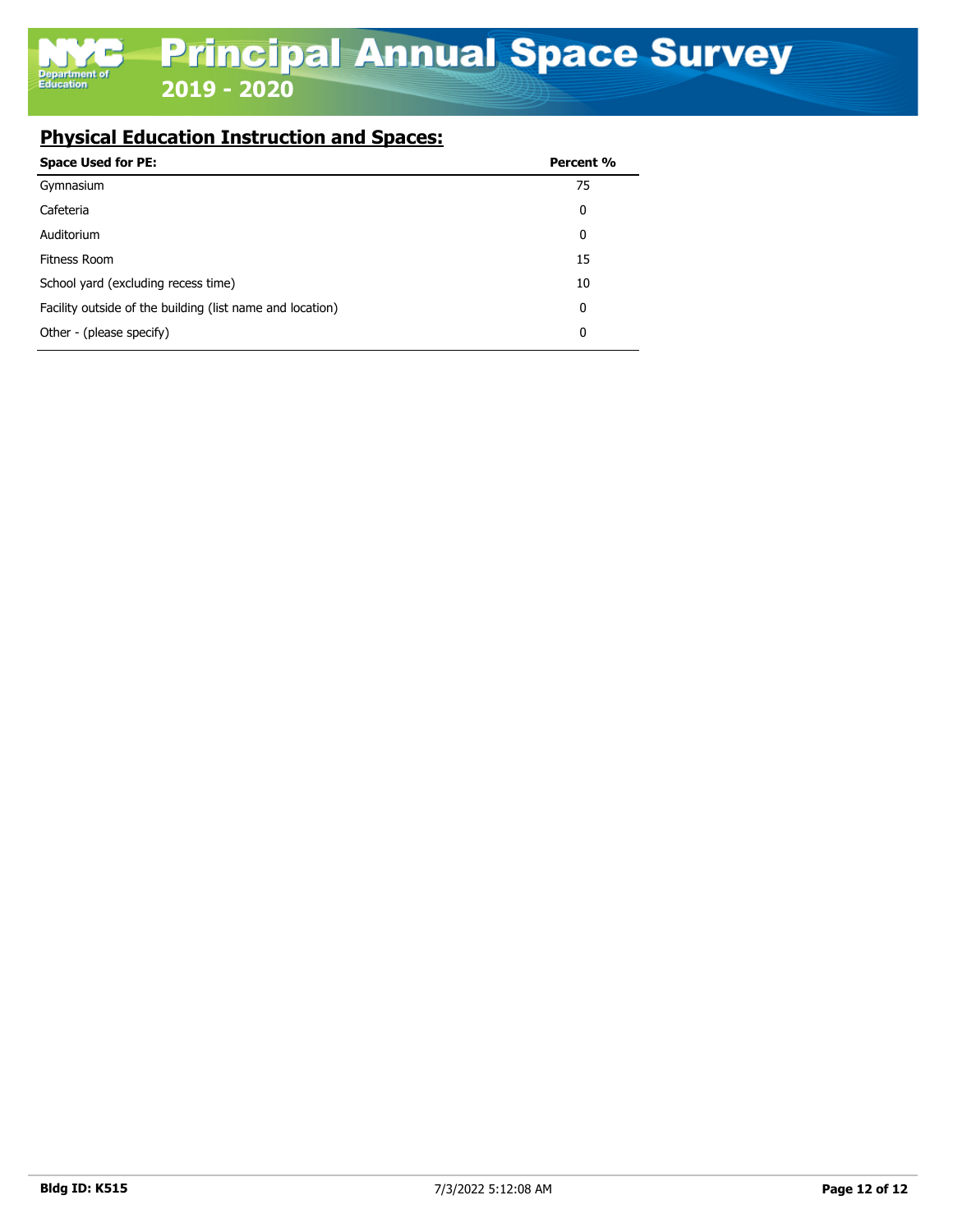## Physical Education Instruction and Spaces:

| Space Used for PE: | Percent % |
| --- | --- |
| Gymnasium | 75 |
| Cafeteria | 0 |
| Auditorium | 0 |
| Fitness Room | 15 |
| School yard (excluding recess time) | 10 |
| Facility outside of the building (list name and location) | 0 |
| Other - (please specify) | 0 |